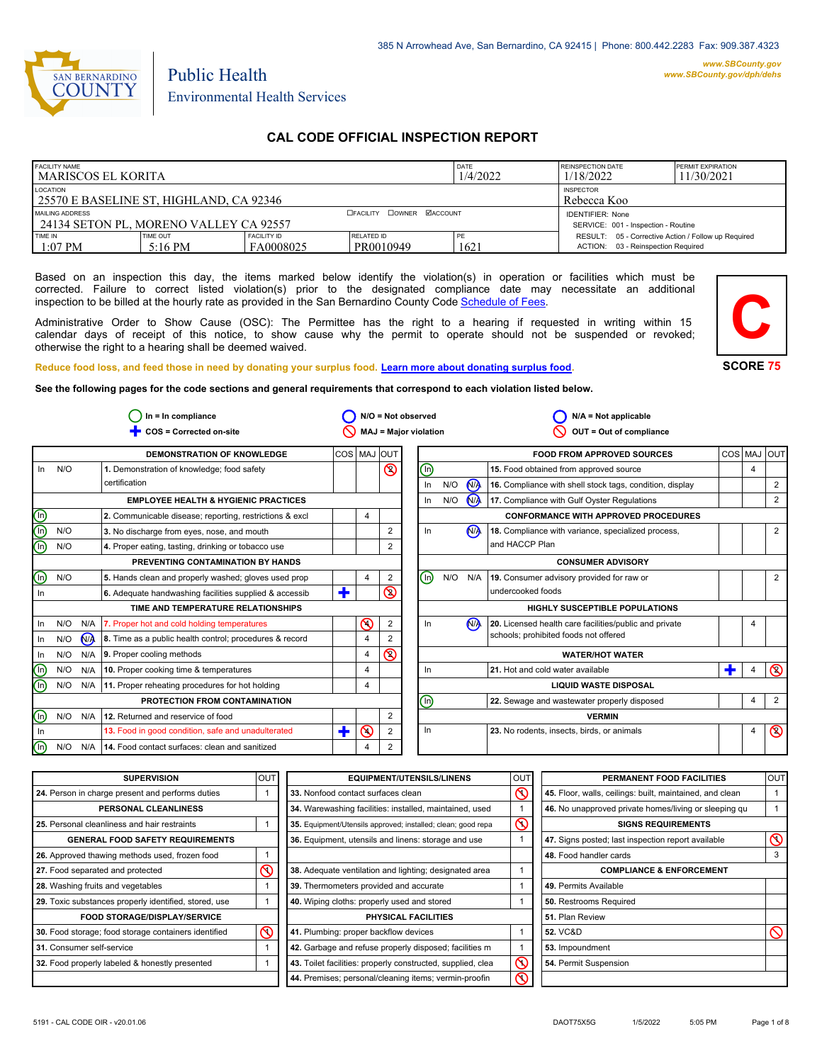385 N Arrowhead Ave, San Bernardino, CA 92415 | Phone: 800.442.2283 Fax: 909.387.4323

SAN BERNARDINO COUNTY

Public Health
Environmental Health Services

www.SBCounty.gov
www.SBCounty.gov/dph/dehs

# CAL CODE OFFICIAL INSPECTION REPORT

| FACILITY NAME | | | | DATE | REINSPECTION DATE | PERMIT EXPIRATION |
|---|---|---|---|---|---|---|
| MARISCOS EL KORITA | | | | 1/4/2022 | 1/18/2022 | 11/30/2021 |
| LOCATION: 25570 E BASELINE ST, HIGHLAND, CA 92346 | | | | | INSPECTOR: Rebecca Koo | |
| MAILING ADDRESS: 24134 SETON PL, MORENO VALLEY CA 92557 | | | ☐FACILITY ☐OWNER ☑ACCOUNT | | IDENTIFIER: None; SERVICE: 001 - Inspection - Routine | |
| TIME IN: 1:07 PM | TIME OUT: 5:16 PM | FACILITY ID: FA0008025 | RELATED ID: PR0010949 | PE: 1621 | RESULT: 05 - Corrective Action / Follow up Required; ACTION: 03 - Reinspection Required | |

Based on an inspection this day, the items marked below identify the violation(s) in operation or facilities which must be corrected. Failure to correct listed violation(s) prior to the designated compliance date may necessitate an additional inspection to be billed at the hourly rate as provided in the San Bernardino County Code Schedule of Fees.

Administrative Order to Show Cause (OSC): The Permittee has the right to a hearing if requested in writing within 15 calendar days of receipt of this notice, to show cause why the permit to operate should not be suspended or revoked; otherwise the right to a hearing shall be deemed waived.

**C**

**SCORE 75**

Reduce food loss, and feed those in need by donating your surplus food. Learn more about donating surplus food.

**See the following pages for the code sections and general requirements that correspond to each violation listed below.**

In = In compliance; N/O = Not observed; N/A = Not applicable; COS = Corrected on-site; MAJ = Major violation; OUT = Out of compliance

| | | | Item | COS | MAJ | OUT |
|---|---|---|---|---|---|---|
| | | | **DEMONSTRATION OF KNOWLEDGE** | | | |
| In | N/O | | 1. Demonstration of knowledge; food safety certification | | | ⊘ |
| | | | **EMPLOYEE HEALTH & HYGIENIC PRACTICES** | | | |
| (In) | | | 2. Communicable disease; reporting, restrictions & excl | | 4 | |
| (In) | N/O | | 3. No discharge from eyes, nose, and mouth | | | 2 |
| (In) | N/O | | 4. Proper eating, tasting, drinking or tobacco use | | | 2 |
| | | | **PREVENTING CONTAMINATION BY HANDS** | | | |
| (In) | N/O | | 5. Hands clean and properly washed; gloves used prop | | 4 | 2 |
| In | | | 6. Adequate handwashing facilities supplied & accessib | + | | ⊘ |
| | | | **TIME AND TEMPERATURE RELATIONSHIPS** | | | |
| In | N/O | N/A | 7. Proper hot and cold holding temperatures | | ⊘ | 2 |
| In | N/O | (N/A) | 8. Time as a public health control; procedures & record | | 4 | 2 |
| In | N/O | N/A | 9. Proper cooling methods | | 4 | ⊘ |
| (In) | N/O | N/A | 10. Proper cooking time & temperatures | | 4 | |
| (In) | N/O | N/A | 11. Proper reheating procedures for hot holding | | 4 | |
| | | | **PROTECTION FROM CONTAMINATION** | | | |
| (In) | N/O | N/A | 12. Returned and reservice of food | | | 2 |
| In | | | 13. Food in good condition, safe and unadulterated | + | ⊘ | 2 |
| (In) | N/O | N/A | 14. Food contact surfaces: clean and sanitized | | 4 | 2 |
| | | | **FOOD FROM APPROVED SOURCES** | | | |
| (In) | | | 15. Food obtained from approved source | | 4 | |
| In | N/O | (N/A) | 16. Compliance with shell stock tags, condition, display | | | 2 |
| In | N/O | (N/A) | 17. Compliance with Gulf Oyster Regulations | | | 2 |
| | | | **CONFORMANCE WITH APPROVED PROCEDURES** | | | |
| In | | (N/A) | 18. Compliance with variance, specialized process, and HACCP Plan | | | 2 |
| | | | **CONSUMER ADVISORY** | | | |
| (In) | N/O | N/A | 19. Consumer advisory provided for raw or undercooked foods | | | 2 |
| | | | **HIGHLY SUSCEPTIBLE POPULATIONS** | | | |
| In | | (N/A) | 20. Licensed health care facilities/public and private schools; prohibited foods not offered | | 4 | |
| | | | **WATER/HOT WATER** | | | |
| In | | | 21. Hot and cold water available | + | 4 | ⊘ |
| | | | **LIQUID WASTE DISPOSAL** | | | |
| (In) | | | 22. Sewage and wastewater properly disposed | | 4 | 2 |
| | | | **VERMIN** | | | |
| In | | | 23. No rodents, insects, birds, or animals | | 4 | ⊘ |

| Item | OUT |
|---|---|
| **SUPERVISION** | |
| 24. Person in charge present and performs duties | 1 |
| **PERSONAL CLEANLINESS** | |
| 25. Personal cleanliness and hair restraints | 1 |
| **GENERAL FOOD SAFETY REQUIREMENTS** | |
| 26. Approved thawing methods used, frozen food | 1 |
| 27. Food separated and protected | ⊘ |
| 28. Washing fruits and vegetables | 1 |
| 29. Toxic substances properly identified, stored, use | 1 |
| **FOOD STORAGE/DISPLAY/SERVICE** | |
| 30. Food storage; food storage containers identified | ⊘ |
| 31. Consumer self-service | 1 |
| 32. Food properly labeled & honestly presented | 1 |
| **EQUIPMENT/UTENSILS/LINENS** | |
| 33. Nonfood contact surfaces clean | ⊘ |
| 34. Warewashing facilities: installed, maintained, used | 1 |
| 35. Equipment/Utensils approved; installed; clean; good repa | ⊘ |
| 36. Equipment, utensils and linens: storage and use | 1 |
| 38. Adequate ventilation and lighting; designated area | 1 |
| 39. Thermometers provided and accurate | 1 |
| 40. Wiping cloths: properly used and stored | 1 |
| **PHYSICAL FACILITIES** | |
| 41. Plumbing: proper backflow devices | 1 |
| 42. Garbage and refuse properly disposed; facilities m | 1 |
| 43. Toilet facilities: properly constructed, supplied, clea | ⊘ |
| 44. Premises; personal/cleaning items; vermin-proofin | ⊘ |
| **PERMANENT FOOD FACILITIES** | |
| 45. Floor, walls, ceilings: built, maintained, and clean | 1 |
| 46. No unapproved private homes/living or sleeping qu | 1 |
| **SIGNS REQUIREMENTS** | |
| 47. Signs posted; last inspection report available | ⊘ |
| 48. Food handler cards | 3 |
| **COMPLIANCE & ENFORCEMENT** | |
| 49. Permits Available | |
| 50. Restrooms Required | |
| 51. Plan Review | |
| 52. VC&D | ⊘ |
| 53. Impoundment | |
| 54. Permit Suspension | |

5191 - CAL CODE OIR - v20.01.06 DAOT75X5G 1/5/2022 5:05 PM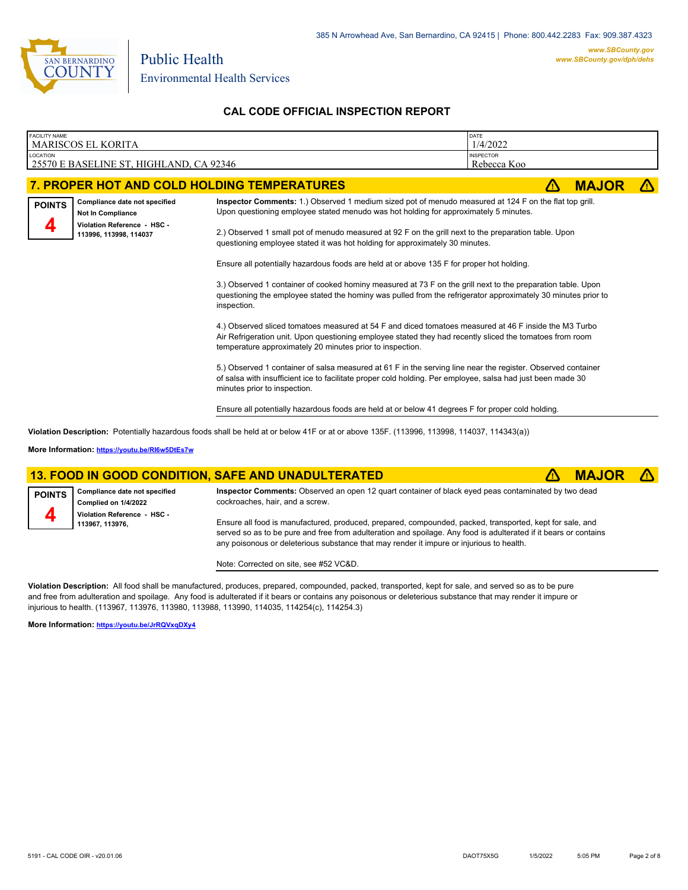## CAL CODE OFFICIAL INSPECTION REPORT

| FACILITY NAME | DATE |
| --- | --- |
| MARISCOS EL KORITA | 1/4/2022 |
| LOCATION | INSPECTOR |
| 25570 E BASELINE ST, HIGHLAND, CA 92346 | Rebecca Koo |

### 7. PROPER HOT AND COLD HOLDING TEMPERATURES — MAJOR

**POINTS 4**

**Compliance date not specified**
**Not In Compliance**
**Violation Reference - HSC - 113996, 113998, 114037**

**Inspector Comments:** 1.) Observed 1 medium sized pot of menudo measured at 124 F on the flat top grill. Upon questioning employee stated menudo was hot holding for approximately 5 minutes.

2.) Observed 1 small pot of menudo measured at 92 F on the grill next to the preparation table. Upon questioning employee stated it was hot holding for approximately 30 minutes.

Ensure all potentially hazardous foods are held at or above 135 F for proper hot holding.

3.) Observed 1 container of cooked hominy measured at 73 F on the grill next to the preparation table. Upon questioning the employee stated the hominy was pulled from the refrigerator approximately 30 minutes prior to inspection.

4.) Observed sliced tomatoes measured at 54 F and diced tomatoes measured at 46 F inside the M3 Turbo Air Refrigeration unit. Upon questioning employee stated they had recently sliced the tomatoes from room temperature approximately 20 minutes prior to inspection.

5.) Observed 1 container of salsa measured at 61 F in the serving line near the register. Observed container of salsa with insufficient ice to facilitate proper cold holding. Per employee, salsa had just been made 30 minutes prior to inspection.

Ensure all potentially hazardous foods are held at or below 41 degrees F for proper cold holding.

**Violation Description:** Potentially hazardous foods shall be held at or below 41F or at or above 135F. (113996, 113998, 114037, 114343(a))

**More Information:** https://youtu.be/RI6w5DtEs7w

### 13. FOOD IN GOOD CONDITION, SAFE AND UNADULTERATED — MAJOR

**POINTS 4**

**Compliance date not specified**
**Complied on 1/4/2022**
**Violation Reference - HSC - 113967, 113976,**

**Inspector Comments:** Observed an open 12 quart container of black eyed peas contaminated by two dead cockroaches, hair, and a screw.

Ensure all food is manufactured, produced, prepared, compounded, packed, transported, kept for sale, and served so as to be pure and free from adulteration and spoilage. Any food is adulterated if it bears or contains any poisonous or deleterious substance that may render it impure or injurious to health.

Note: Corrected on site, see #52 VC&D.

**Violation Description:** All food shall be manufactured, produces, prepared, compounded, packed, transported, kept for sale, and served so as to be pure and free from adulteration and spoilage. Any food is adulterated if it bears or contains any poisonous or deleterious substance that may render it impure or injurious to health. (113967, 113976, 113980, 113988, 113990, 114035, 114254(c), 114254.3)

**More Information:** https://youtu.be/JrRQVxqDXy4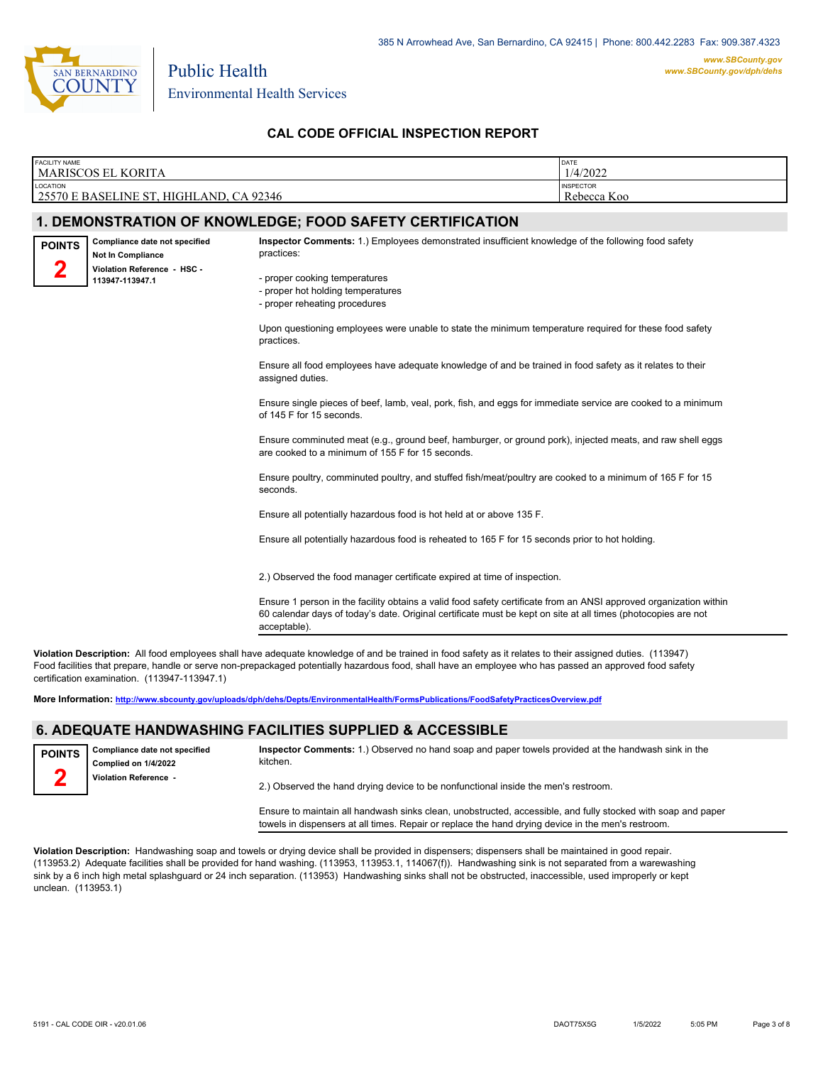385 N Arrowhead Ave, San Bernardino, CA 92415 | Phone: 800.442.2283 Fax: 909.387.4323

www.SBCounty.gov
www.SBCounty.gov/dph/dehs

Public Health
Environmental Health Services

## CAL CODE OFFICIAL INSPECTION REPORT

| FACILITY NAME | DATE |
|---|---|
| MARISCOS EL KORITA | 1/4/2022 |
| **LOCATION** | **INSPECTOR** |
| 25570 E BASELINE ST, HIGHLAND, CA 92346 | Rebecca Koo |

## 1. DEMONSTRATION OF KNOWLEDGE; FOOD SAFETY CERTIFICATION

**POINTS 2**

**Compliance date not specified**
**Not In Compliance**
**Violation Reference - HSC - 113947-113947.1**

**Inspector Comments:** 1.) Employees demonstrated insufficient knowledge of the following food safety practices:

- proper cooking temperatures
- proper hot holding temperatures
- proper reheating procedures

Upon questioning employees were unable to state the minimum temperature required for these food safety practices.

Ensure all food employees have adequate knowledge of and be trained in food safety as it relates to their assigned duties.

Ensure single pieces of beef, lamb, veal, pork, fish, and eggs for immediate service are cooked to a minimum of 145 F for 15 seconds.

Ensure comminuted meat (e.g., ground beef, hamburger, or ground pork), injected meats, and raw shell eggs are cooked to a minimum of 155 F for 15 seconds.

Ensure poultry, comminuted poultry, and stuffed fish/meat/poultry are cooked to a minimum of 165 F for 15 seconds.

Ensure all potentially hazardous food is hot held at or above 135 F.

Ensure all potentially hazardous food is reheated to 165 F for 15 seconds prior to hot holding.

2.) Observed the food manager certificate expired at time of inspection.

Ensure 1 person in the facility obtains a valid food safety certificate from an ANSI approved organization within 60 calendar days of today's date. Original certificate must be kept on site at all times (photocopies are not acceptable).

**Violation Description:** All food employees shall have adequate knowledge of and be trained in food safety as it relates to their assigned duties. (113947) Food facilities that prepare, handle or serve non-prepackaged potentially hazardous food, shall have an employee who has passed an approved food safety certification examination. (113947-113947.1)

**More Information:** http://www.sbcounty.gov/uploads/dph/dehs/Depts/EnvironmentalHealth/FormsPublications/FoodSafetyPracticesOverview.pdf

## 6. ADEQUATE HANDWASHING FACILITIES SUPPLIED & ACCESSIBLE

**POINTS 2**

**Compliance date not specified**
**Complied on 1/4/2022**
**Violation Reference -**

**Inspector Comments:** 1.) Observed no hand soap and paper towels provided at the handwash sink in the kitchen.

2.) Observed the hand drying device to be nonfunctional inside the men's restroom.

Ensure to maintain all handwash sinks clean, unobstructed, accessible, and fully stocked with soap and paper towels in dispensers at all times. Repair or replace the hand drying device in the men's restroom.

**Violation Description:** Handwashing soap and towels or drying device shall be provided in dispensers; dispensers shall be maintained in good repair. (113953.2) Adequate facilities shall be provided for hand washing. (113953, 113953.1, 114067(f)). Handwashing sink is not separated from a warewashing sink by a 6 inch high metal splashguard or 24 inch separation. (113953) Handwashing sinks shall not be obstructed, inaccessible, used improperly or kept unclean. (113953.1)

5191 - CAL CODE OIR - v20.01.06 DAOT75X5G 1/5/2022 5:05 PM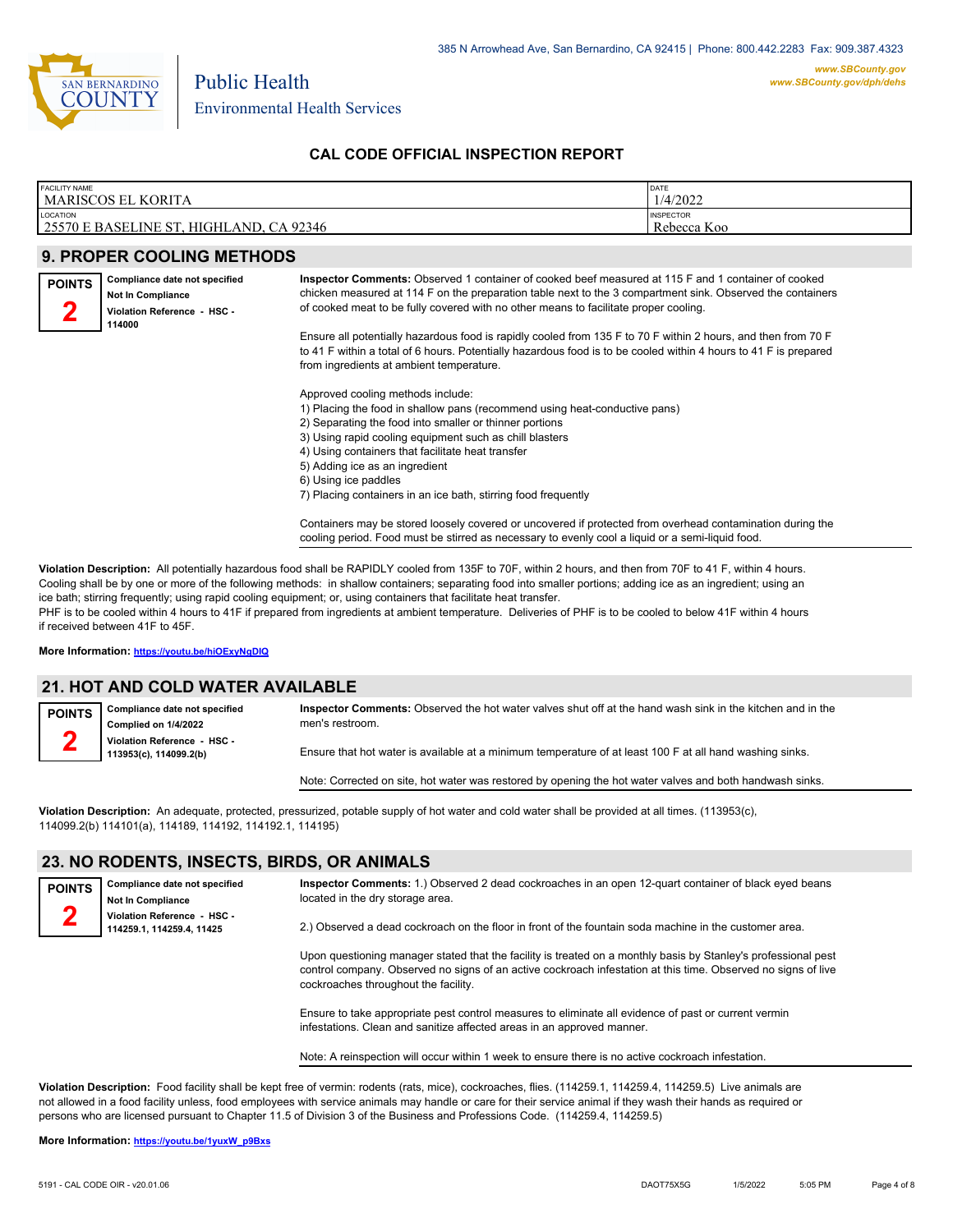# CAL CODE OFFICIAL INSPECTION REPORT

| FACILITY NAME | DATE |
|---|---|
| MARISCOS EL KORITA | 1/4/2022 |
| LOCATION | INSPECTOR |
| 25570 E BASELINE ST, HIGHLAND, CA 92346 | Rebecca Koo |

## 9. PROPER COOLING METHODS

**POINTS 2**

**Compliance date not specified**
**Not In Compliance**
**Violation Reference - HSC - 114000**

**Inspector Comments:** Observed 1 container of cooked beef measured at 115 F and 1 container of cooked chicken measured at 114 F on the preparation table next to the 3 compartment sink. Observed the containers of cooked meat to be fully covered with no other means to facilitate proper cooling.

Ensure all potentially hazardous food is rapidly cooled from 135 F to 70 F within 2 hours, and then from 70 F to 41 F within a total of 6 hours. Potentially hazardous food is to be cooled within 4 hours to 41 F is prepared from ingredients at ambient temperature.

Approved cooling methods include:
1) Placing the food in shallow pans (recommend using heat-conductive pans)
2) Separating the food into smaller or thinner portions
3) Using rapid cooling equipment such as chill blasters
4) Using containers that facilitate heat transfer
5) Adding ice as an ingredient
6) Using ice paddles
7) Placing containers in an ice bath, stirring food frequently

Containers may be stored loosely covered or uncovered if protected from overhead contamination during the cooling period. Food must be stirred as necessary to evenly cool a liquid or a semi-liquid food.

**Violation Description:** All potentially hazardous food shall be RAPIDLY cooled from 135F to 70F, within 2 hours, and then from 70F to 41 F, within 4 hours. Cooling shall be by one or more of the following methods: in shallow containers; separating food into smaller portions; adding ice as an ingredient; using an ice bath; stirring frequently; using rapid cooling equipment; or, using containers that facilitate heat transfer.
PHF is to be cooled within 4 hours to 41F if prepared from ingredients at ambient temperature. Deliveries of PHF is to be cooled to below 41F within 4 hours if received between 41F to 45F.

**More Information:** https://youtu.be/hiOExyNgDIQ

## 21. HOT AND COLD WATER AVAILABLE

**POINTS 2**

**Compliance date not specified**
**Complied on 1/4/2022**
**Violation Reference - HSC - 113953(c), 114099.2(b)**

**Inspector Comments:** Observed the hot water valves shut off at the hand wash sink in the kitchen and in the men's restroom.

Ensure that hot water is available at a minimum temperature of at least 100 F at all hand washing sinks.

Note: Corrected on site, hot water was restored by opening the hot water valves and both handwash sinks.

**Violation Description:** An adequate, protected, pressurized, potable supply of hot water and cold water shall be provided at all times. (113953(c), 114099.2(b) 114101(a), 114189, 114192, 114192.1, 114195)

## 23. NO RODENTS, INSECTS, BIRDS, OR ANIMALS

**POINTS 2**

**Compliance date not specified**
**Not In Compliance**
**Violation Reference - HSC - 114259.1, 114259.4, 11425**

**Inspector Comments:** 1.) Observed 2 dead cockroaches in an open 12-quart container of black eyed beans located in the dry storage area.

2.) Observed a dead cockroach on the floor in front of the fountain soda machine in the customer area.

Upon questioning manager stated that the facility is treated on a monthly basis by Stanley's professional pest control company. Observed no signs of an active cockroach infestation at this time. Observed no signs of live cockroaches throughout the facility.

Ensure to take appropriate pest control measures to eliminate all evidence of past or current vermin infestations. Clean and sanitize affected areas in an approved manner.

Note: A reinspection will occur within 1 week to ensure there is no active cockroach infestation.

**Violation Description:** Food facility shall be kept free of vermin: rodents (rats, mice), cockroaches, flies. (114259.1, 114259.4, 114259.5) Live animals are not allowed in a food facility unless, food employees with service animals may handle or care for their service animal if they wash their hands as required or persons who are licensed pursuant to Chapter 11.5 of Division 3 of the Business and Professions Code. (114259.4, 114259.5)

**More Information:** https://youtu.be/1yuxW_p9Bxs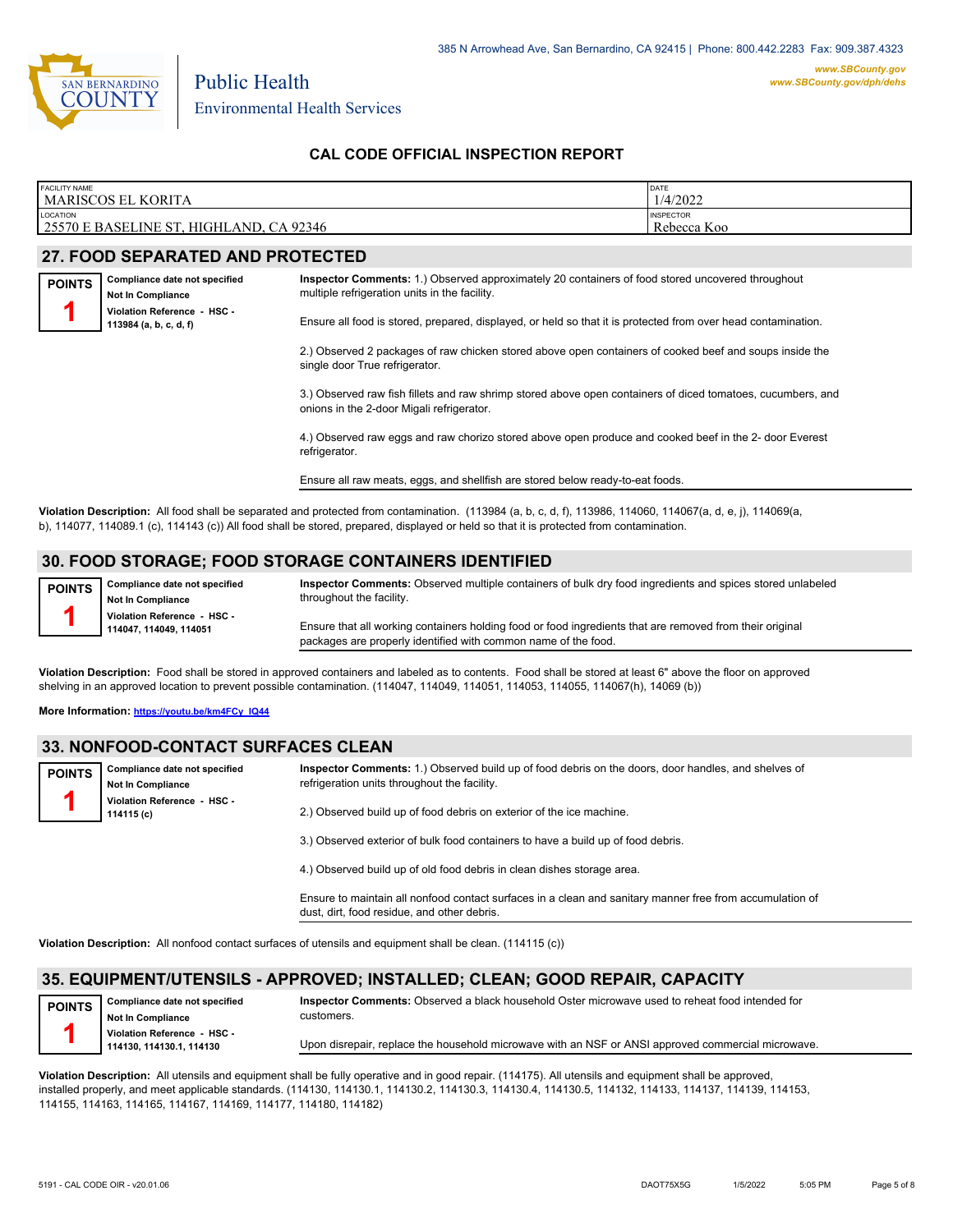385 N Arrowhead Ave, San Bernardino, CA 92415 | Phone: 800.442.2283 Fax: 909.387.4323

**www.SBCounty.gov**
**www.SBCounty.gov/dph/dehs**

San Bernardino County
Public Health
Environmental Health Services

## CAL CODE OFFICIAL INSPECTION REPORT

| FACILITY NAME | DATE |
|---|---|
| MARISCOS EL KORITA | 1/4/2022 |
| **LOCATION** | **INSPECTOR** |
| 25570 E BASELINE ST, HIGHLAND, CA 92346 | Rebecca Koo |

### 27. FOOD SEPARATED AND PROTECTED

**POINTS** 1

**Compliance date not specified**
**Not In Compliance**
**Violation Reference - HSC - 113984 (a, b, c, d, f)**

**Inspector Comments:** 1.) Observed approximately 20 containers of food stored uncovered throughout multiple refrigeration units in the facility.

Ensure all food is stored, prepared, displayed, or held so that it is protected from over head contamination.

2.) Observed 2 packages of raw chicken stored above open containers of cooked beef and soups inside the single door True refrigerator.

3.) Observed raw fish fillets and raw shrimp stored above open containers of diced tomatoes, cucumbers, and onions in the 2-door Migali refrigerator.

4.) Observed raw eggs and raw chorizo stored above open produce and cooked beef in the 2- door Everest refrigerator.

Ensure all raw meats, eggs, and shellfish are stored below ready-to-eat foods.

**Violation Description:** All food shall be separated and protected from contamination. (113984 (a, b, c, d, f), 113986, 114060, 114067(a, d, e, j), 114069(a, b), 114077, 114089.1 (c), 114143 (c)) All food shall be stored, prepared, displayed or held so that it is protected from contamination.

### 30. FOOD STORAGE; FOOD STORAGE CONTAINERS IDENTIFIED

**POINTS** 1

**Compliance date not specified**
**Not In Compliance**
**Violation Reference - HSC - 114047, 114049, 114051**

**Inspector Comments:** Observed multiple containers of bulk dry food ingredients and spices stored unlabeled throughout the facility.

Ensure that all working containers holding food or food ingredients that are removed from their original packages are properly identified with common name of the food.

**Violation Description:** Food shall be stored in approved containers and labeled as to contents. Food shall be stored at least 6" above the floor on approved shelving in an approved location to prevent possible contamination. (114047, 114049, 114051, 114053, 114055, 114067(h), 14069 (b))

**More Information:** https://youtu.be/km4FCy_IQ44

### 33. NONFOOD-CONTACT SURFACES CLEAN

**POINTS** 1

**Compliance date not specified**
**Not In Compliance**
**Violation Reference - HSC - 114115 (c)**

**Inspector Comments:** 1.) Observed build up of food debris on the doors, door handles, and shelves of refrigeration units throughout the facility.

2.) Observed build up of food debris on exterior of the ice machine.

3.) Observed exterior of bulk food containers to have a build up of food debris.

4.) Observed build up of old food debris in clean dishes storage area.

Ensure to maintain all nonfood contact surfaces in a clean and sanitary manner free from accumulation of dust, dirt, food residue, and other debris.

**Violation Description:** All nonfood contact surfaces of utensils and equipment shall be clean. (114115 (c))

### 35. EQUIPMENT/UTENSILS - APPROVED; INSTALLED; CLEAN; GOOD REPAIR, CAPACITY

**POINTS** 1

**Compliance date not specified**
**Not In Compliance**
**Violation Reference - HSC - 114130, 114130.1, 114130**

**Inspector Comments:** Observed a black household Oster microwave used to reheat food intended for customers.

Upon disrepair, replace the household microwave with an NSF or ANSI approved commercial microwave.

**Violation Description:** All utensils and equipment shall be fully operative and in good repair. (114175). All utensils and equipment shall be approved, installed properly, and meet applicable standards. (114130, 114130.1, 114130.2, 114130.3, 114130.4, 114130.5, 114132, 114133, 114137, 114139, 114153, 114155, 114163, 114165, 114167, 114169, 114177, 114180, 114182)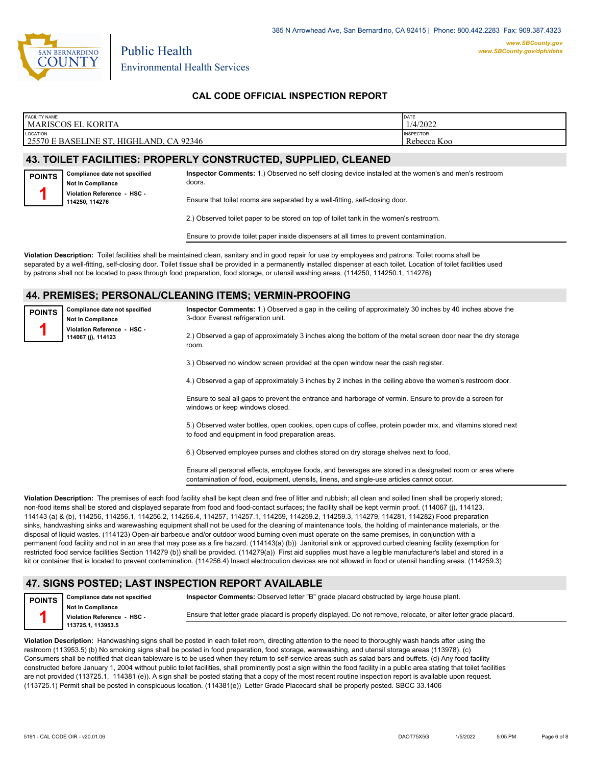385 N Arrowhead Ave, San Bernardino, CA 92415 | Phone: 800.442.2283 Fax: 909.387.4323

**www.SBCounty.gov**
**www.SBCounty.gov/dph/dehs**

Public Health
Environmental Health Services

## CAL CODE OFFICIAL INSPECTION REPORT

| FACILITY NAME | DATE |
|---|---|
| MARISCOS EL KORITA | 1/4/2022 |
| **LOCATION** | **INSPECTOR** |
| 25570 E BASELINE ST, HIGHLAND, CA 92346 | Rebecca Koo |

## 43. TOILET FACILITIES: PROPERLY CONSTRUCTED, SUPPLIED, CLEANED

**POINTS** 1

**Compliance date not specified**
**Not In Compliance**
**Violation Reference - HSC - 114250, 114276**

**Inspector Comments:** 1.) Observed no self closing device installed at the women's and men's restroom doors.

Ensure that toilet rooms are separated by a well-fitting, self-closing door.

2.) Observed toilet paper to be stored on top of toilet tank in the women's restroom.

Ensure to provide toilet paper inside dispensers at all times to prevent contamination.

**Violation Description:** Toilet facilities shall be maintained clean, sanitary and in good repair for use by employees and patrons. Toilet rooms shall be separated by a well-fitting, self-closing door. Toilet tissue shall be provided in a permanently installed dispenser at each toilet. Location of toilet facilities used by patrons shall not be located to pass through food preparation, food storage, or utensil washing areas. (114250, 114250.1, 114276)

## 44. PREMISES; PERSONAL/CLEANING ITEMS; VERMIN-PROOFING

**POINTS** 1

**Compliance date not specified**
**Not In Compliance**
**Violation Reference - HSC - 114067 (j), 114123**

**Inspector Comments:** 1.) Observed a gap in the ceiling of approximately 30 inches by 40 inches above the 3-door Everest refrigeration unit.

2.) Observed a gap of approximately 3 inches along the bottom of the metal screen door near the dry storage room.

3.) Observed no window screen provided at the open window near the cash register.

4.) Observed a gap of approximately 3 inches by 2 inches in the ceiling above the women's restroom door.

Ensure to seal all gaps to prevent the entrance and harborage of vermin. Ensure to provide a screen for windows or keep windows closed.

5.) Observed water bottles, open cookies, open cups of coffee, protein powder mix, and vitamins stored next to food and equipment in food preparation areas.

6.) Observed employee purses and clothes stored on dry storage shelves next to food.

Ensure all personal effects, employee foods, and beverages are stored in a designated room or area where contamination of food, equipment, utensils, linens, and single-use articles cannot occur.

**Violation Description:** The premises of each food facility shall be kept clean and free of litter and rubbish; all clean and soiled linen shall be properly stored; non-food items shall be stored and displayed separate from food and food-contact surfaces; the facility shall be kept vermin proof. (114067 (j), 114123, 114143 (a) & (b), 114256, 114256.1, 114256.2, 114256.4, 114257, 114257.1, 114259, 114259.2, 114259.3, 114279, 114281, 114282) Food preparation sinks, handwashing sinks and warewashing equipment shall not be used for the cleaning of maintenance tools, the holding of maintenance materials, or the disposal of liquid wastes. (114123) Open-air barbecue and/or outdoor wood burning oven must operate on the same premises, in conjunction with a permanent food facility and not in an area that may pose as a fire hazard. (114143(a) (b)) Janitorial sink or approved curbed cleaning facility (exemption for restricted food service facilities Section 114279 (b)) shall be provided. (114279(a)) First aid supplies must have a legible manufacturer's label and stored in a kit or container that is located to prevent contamination. (114256.4) Insect electrocution devices are not allowed in food or utensil handling areas. (114259.3)

## 47. SIGNS POSTED; LAST INSPECTION REPORT AVAILABLE

**POINTS** 1

**Compliance date not specified**
**Not In Compliance**
**Violation Reference - HSC - 113725.1, 113953.5**

**Inspector Comments:** Observed letter "B" grade placard obstructed by large house plant.

Ensure that letter grade placard is properly displayed. Do not remove, relocate, or alter letter grade placard.

**Violation Description:** Handwashing signs shall be posted in each toilet room, directing attention to the need to thoroughly wash hands after using the restroom (113953.5) (b) No smoking signs shall be posted in food preparation, food storage, warewashing, and utensil storage areas (113978). (c) Consumers shall be notified that clean tableware is to be used when they return to self-service areas such as salad bars and buffets. (d) Any food facility constructed before January 1, 2004 without public toilet facilities, shall prominently post a sign within the food facility in a public area stating that toilet facilities are not provided (113725.1, 114381 (e)). A sign shall be posted stating that a copy of the most recent routine inspection report is available upon request. (113725.1) Permit shall be posted in conspicuous location. (114381(e)) Letter Grade Placecard shall be properly posted. SBCC 33.1406

5191 - CAL CODE OIR - v20.01.06 DAOT75X5G 1/5/2022 5:05 PM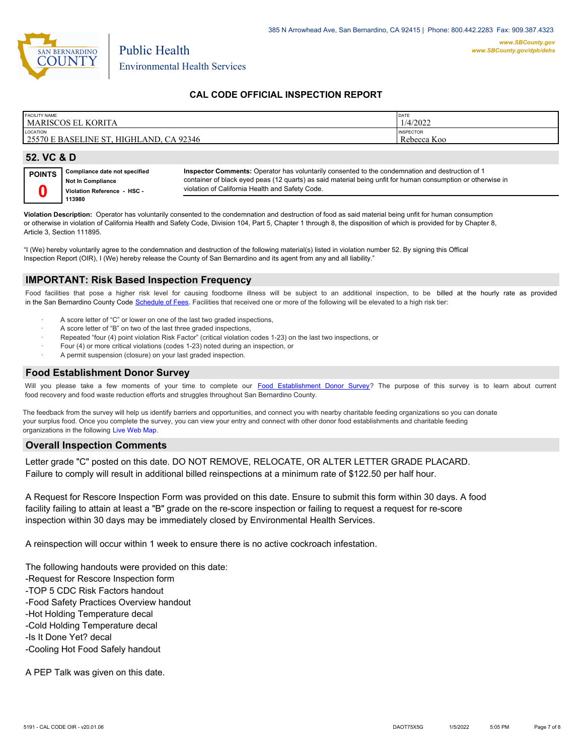385 N Arrowhead Ave, San Bernardino, CA 92415 | Phone: 800.442.2283 Fax: 909.387.4323

Public Health
Environmental Health Services

www.SBCounty.gov
www.SBCounty.gov/dph/dehs

## CAL CODE OFFICIAL INSPECTION REPORT

| FACILITY NAME | DATE |
|---|---|
| MARISCOS EL KORITA | 1/4/2022 |
| **LOCATION** | **INSPECTOR** |
| 25570 E BASELINE ST, HIGHLAND, CA 92346 | Rebecca Koo |

## 52. VC & D

| POINTS | | |
|---|---|---|
| 0 | **Compliance date not specified**<br>**Not In Compliance**<br>**Violation Reference - HSC - 113980** | **Inspector Comments:** Operator has voluntarily consented to the condemnation and destruction of 1 container of black eyed peas (12 quarts) as said material being unfit for human consumption or otherwise in violation of California Health and Safety Code. |

**Violation Description:** Operator has voluntarily consented to the condemnation and destruction of food as said material being unfit for human consumption or otherwise in violation of California Health and Safety Code, Division 104, Part 5, Chapter 1 through 8, the disposition of which is provided for by Chapter 8, Article 3, Section 111895.

"I (We) hereby voluntarily agree to the condemnation and destruction of the following material(s) listed in violation number 52. By signing this Offical Inspection Report (OIR), I (We) hereby release the County of San Bernardino and its agent from any and all liability."

## IMPORTANT: Risk Based Inspection Frequency

Food facilities that pose a higher risk level for causing foodborne illness will be subject to an additional inspection, to be billed at the hourly rate as provided in the San Bernardino County Code Schedule of Fees. Facilities that received one or more of the following will be elevated to a high risk tier:

- A score letter of "C" or lower on one of the last two graded inspections,
- A score letter of "B" on two of the last three graded inspections,
- Repeated "four (4) point violation Risk Factor" (critical violation codes 1-23) on the last two inspections, or
- Four (4) or more critical violations (codes 1-23) noted during an inspection, or
- A permit suspension (closure) on your last graded inspection.

## Food Establishment Donor Survey

Will you please take a few moments of your time to complete our Food Establishment Donor Survey? The purpose of this survey is to learn about current food recovery and food waste reduction efforts and struggles throughout San Bernardino County.

The feedback from the survey will help us identify barriers and opportunities, and connect you with nearby charitable feeding organizations so you can donate your surplus food. Once you complete the survey, you can view your entry and connect with other donor food establishments and charitable feeding organizations in the following Live Web Map.

## Overall Inspection Comments

Letter grade "C" posted on this date. DO NOT REMOVE, RELOCATE, OR ALTER LETTER GRADE PLACARD. Failure to comply will result in additional billed reinspections at a minimum rate of $122.50 per half hour.

A Request for Rescore Inspection Form was provided on this date. Ensure to submit this form within 30 days. A food facility failing to attain at least a "B" grade on the re-score inspection or failing to request a request for re-score inspection within 30 days may be immediately closed by Environmental Health Services.

A reinspection will occur within 1 week to ensure there is no active cockroach infestation.

The following handouts were provided on this date:
-Request for Rescore Inspection form
-TOP 5 CDC Risk Factors handout
-Food Safety Practices Overview handout
-Hot Holding Temperature decal
-Cold Holding Temperature decal
-Is It Done Yet? decal
-Cooling Hot Food Safely handout

A PEP Talk was given on this date.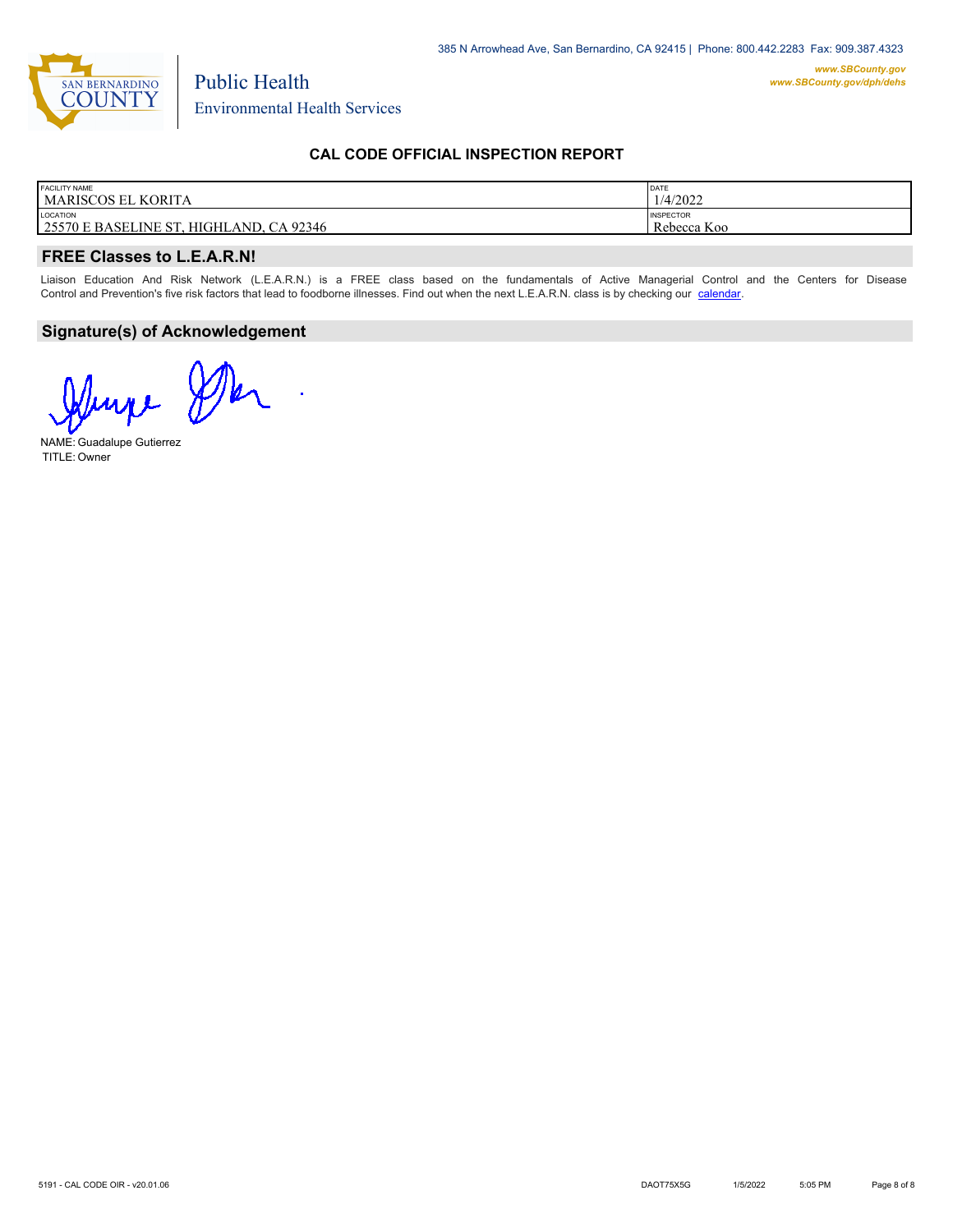385 N Arrowhead Ave, San Bernardino, CA 92415 | Phone: 800.442.2283 Fax: 909.387.4323

www.SBCounty.gov
www.SBCounty.gov/dph/dehs

Public Health
Environmental Health Services

## CAL CODE OFFICIAL INSPECTION REPORT

| FACILITY NAME | DATE |
|---|---|
| MARISCOS EL KORITA | 1/4/2022 |
| LOCATION | INSPECTOR |
| 25570 E BASELINE ST, HIGHLAND, CA 92346 | Rebecca Koo |

## FREE Classes to L.E.A.R.N!

Liaison Education And Risk Network (L.E.A.R.N.) is a FREE class based on the fundamentals of Active Managerial Control and the Centers for Disease Control and Prevention's five risk factors that lead to foodborne illnesses. Find out when the next L.E.A.R.N. class is by checking our calendar.

## Signature(s) of Acknowledgement

NAME: Guadalupe Gutierrez
TITLE: Owner